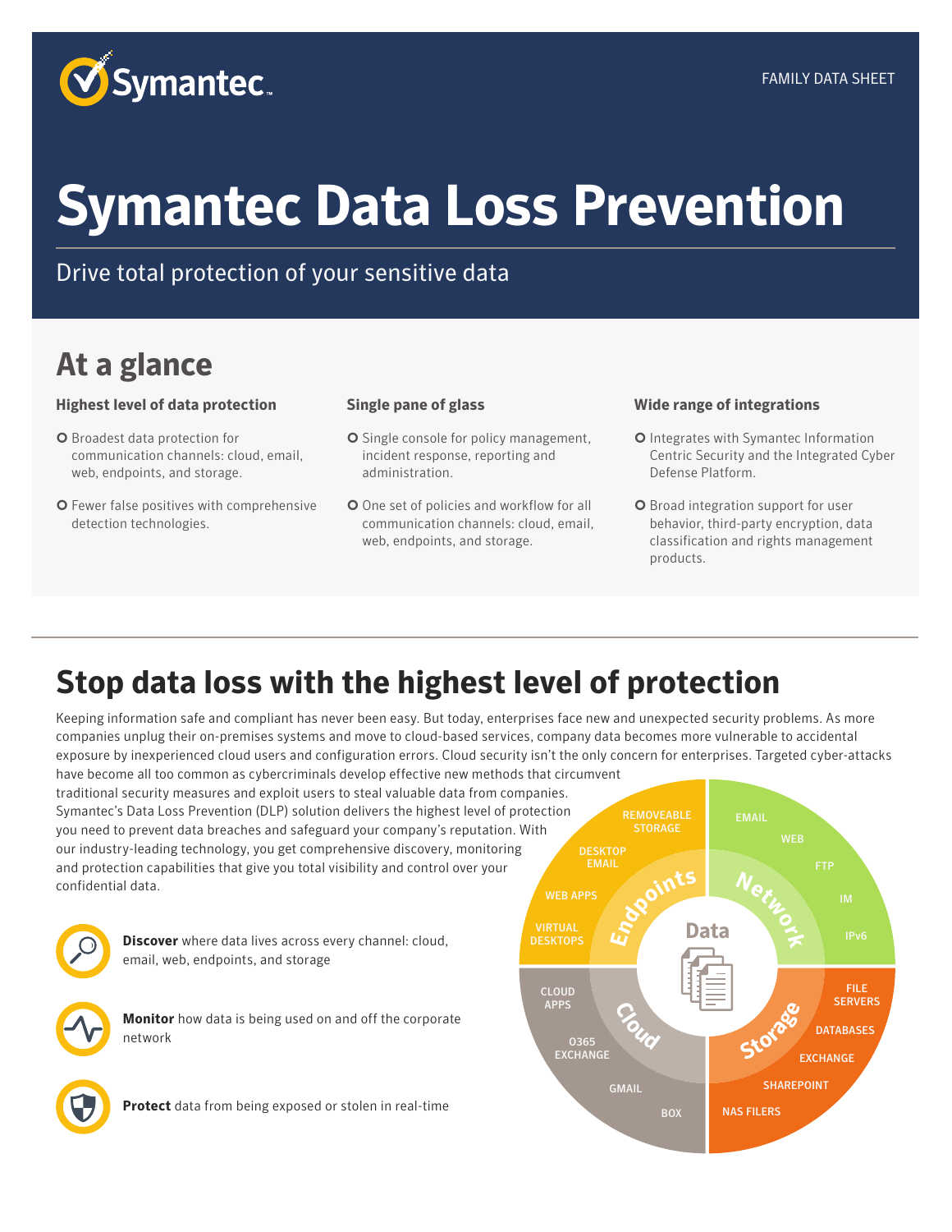FAMILY DATA SHEET

# Symantec Data Loss Prevention

Drive total protection of your sensitive data

## At a glance

### Highest level of data protection

- Broadest data protection for communication channels: cloud, email, web, endpoints, and storage.
- Fewer false positives with comprehensive detection technologies.

### Single pane of glass

- Single console for policy management, incident response, reporting and administration.
- One set of policies and workflow for all communication channels: cloud, email, web, endpoints, and storage.

### Wide range of integrations

- Integrates with Symantec Information Centric Security and the Integrated Cyber Defense Platform.
- Broad integration support for user behavior, third-party encryption, data classification and rights management products.

## Stop data loss with the highest level of protection

Keeping information safe and compliant has never been easy. But today, enterprises face new and unexpected security problems. As more companies unplug their on-premises systems and move to cloud-based services, company data becomes more vulnerable to accidental exposure by inexperienced cloud users and configuration errors. Cloud security isn't the only concern for enterprises. Targeted cyber-attacks have become all too common as cybercriminals develop effective new methods that circumvent traditional security measures and exploit users to steal valuable data from companies. Symantec's Data Loss Prevention (DLP) solution delivers the highest level of protection you need to prevent data breaches and safeguard your company's reputation. With our industry-leading technology, you get comprehensive discovery, monitoring and protection capabilities that give you total visibility and control over your confidential data.

**Discover** where data lives across every channel: cloud, email, web, endpoints, and storage

**Monitor** how data is being used on and off the corporate network

**Protect** data from being exposed or stolen in real-time

Data

- Endpoints: REMOVEABLE STORAGE, DESKTOP EMAIL, WEB APPS, VIRTUAL DESKTOPS
- Network: EMAIL, WEB, FTP, IM, IPv6
- Cloud: CLOUD APPS, O365 EXCHANGE, GMAIL, BOX
- Storage: FILE SERVERS, DATABASES, EXCHANGE, SHAREPOINT, NAS FILERS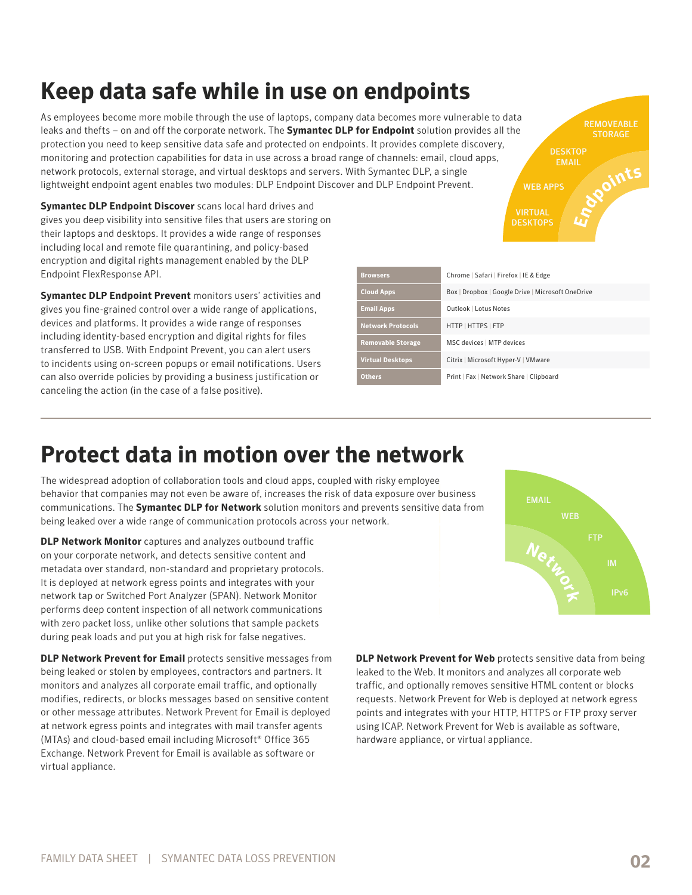# Keep data safe while in use on endpoints

As employees become more mobile through the use of laptops, company data becomes more vulnerable to data leaks and thefts – on and off the corporate network. The **Symantec DLP for Endpoint** solution provides all the protection you need to keep sensitive data safe and protected on endpoints. It provides complete discovery, monitoring and protection capabilities for data in use across a broad range of channels: email, cloud apps, network protocols, external storage, and virtual desktops and servers. With Symantec DLP, a single lightweight endpoint agent enables two modules: DLP Endpoint Discover and DLP Endpoint Prevent.

REMOVEABLE STORAGE
DESKTOP EMAIL
WEB APPS
VIRTUAL DESKTOPS
Endpoints

**Symantec DLP Endpoint Discover** scans local hard drives and gives you deep visibility into sensitive files that users are storing on their laptops and desktops. It provides a wide range of responses including local and remote file quarantining, and policy-based encryption and digital rights management enabled by the DLP Endpoint FlexResponse API.

**Symantec DLP Endpoint Prevent** monitors users' activities and gives you fine-grained control over a wide range of applications, devices and platforms. It provides a wide range of responses including identity-based encryption and digital rights for files transferred to USB. With Endpoint Prevent, you can alert users to incidents using on-screen popups or email notifications. Users can also override policies by providing a business justification or canceling the action (in the case of a false positive).

| | |
|---|---|
| **Browsers** | Chrome \| Safari \| Firefox \| IE & Edge |
| **Cloud Apps** | Box \| Dropbox \| Google Drive \| Microsoft OneDrive |
| **Email Apps** | Outlook \| Lotus Notes |
| **Network Protocols** | HTTP \| HTTPS \| FTP |
| **Removable Storage** | MSC devices \| MTP devices |
| **Virtual Desktops** | Citrix \| Microsoft Hyper-V \| VMware |
| **Others** | Print \| Fax \| Network Share \| Clipboard |

# Protect data in motion over the network

The widespread adoption of collaboration tools and cloud apps, coupled with risky employee behavior that companies may not even be aware of, increases the risk of data exposure over business communications. The **Symantec DLP for Network** solution monitors and prevents sensitive data from being leaked over a wide range of communication protocols across your network.

EMAIL
WEB
FTP
IM
IPv6
Network

**DLP Network Monitor** captures and analyzes outbound traffic on your corporate network, and detects sensitive content and metadata over standard, non-standard and proprietary protocols. It is deployed at network egress points and integrates with your network tap or Switched Port Analyzer (SPAN). Network Monitor performs deep content inspection of all network communications with zero packet loss, unlike other solutions that sample packets during peak loads and put you at high risk for false negatives.

**DLP Network Prevent for Email** protects sensitive messages from being leaked or stolen by employees, contractors and partners. It monitors and analyzes all corporate email traffic, and optionally modifies, redirects, or blocks messages based on sensitive content or other message attributes. Network Prevent for Email is deployed at network egress points and integrates with mail transfer agents (MTAs) and cloud-based email including Microsoft® Office 365 Exchange. Network Prevent for Email is available as software or virtual appliance.

**DLP Network Prevent for Web** protects sensitive data from being leaked to the Web. It monitors and analyzes all corporate web traffic, and optionally removes sensitive HTML content or blocks requests. Network Prevent for Web is deployed at network egress points and integrates with your HTTP, HTTPS or FTP proxy server using ICAP. Network Prevent for Web is available as software, hardware appliance, or virtual appliance.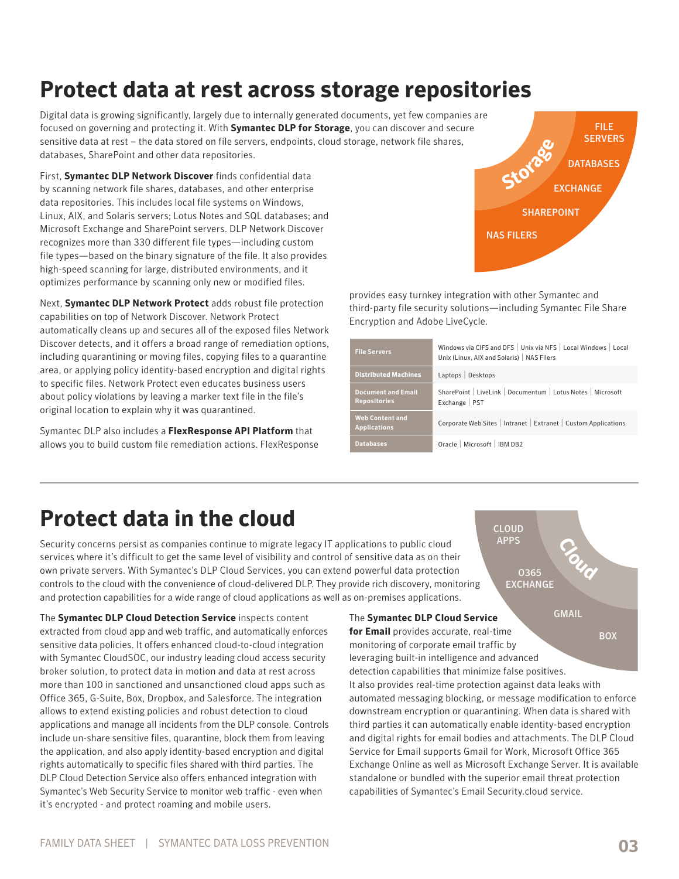# Protect data at rest across storage repositories

Digital data is growing significantly, largely due to internally generated documents, yet few companies are focused on governing and protecting it. With **Symantec DLP for Storage**, you can discover and secure sensitive data at rest – the data stored on file servers, endpoints, cloud storage, network file shares, databases, SharePoint and other data repositories.

Storage: FILE SERVERS, DATABASES, EXCHANGE, SHAREPOINT, NAS FILERS

First, **Symantec DLP Network Discover** finds confidential data by scanning network file shares, databases, and other enterprise data repositories. This includes local file systems on Windows, Linux, AIX, and Solaris servers; Lotus Notes and SQL databases; and Microsoft Exchange and SharePoint servers. DLP Network Discover recognizes more than 330 different file types—including custom file types—based on the binary signature of the file. It also provides high-speed scanning for large, distributed environments, and it optimizes performance by scanning only new or modified files.

Next, **Symantec DLP Network Protect** adds robust file protection capabilities on top of Network Discover. Network Protect automatically cleans up and secures all of the exposed files Network Discover detects, and it offers a broad range of remediation options, including quarantining or moving files, copying files to a quarantine area, or applying policy identity-based encryption and digital rights to specific files. Network Protect even educates business users about policy violations by leaving a marker text file in the file's original location to explain why it was quarantined.

Symantec DLP also includes a **FlexResponse API Platform** that allows you to build custom file remediation actions. FlexResponse provides easy turnkey integration with other Symantec and third-party file security solutions—including Symantec File Share Encryption and Adobe LiveCycle.

| | |
|---|---|
| **File Servers** | Windows via CIFS and DFS \| Unix via NFS \| Local Windows \| Local Unix (Linux, AIX and Solaris) \| NAS Filers |
| **Distributed Machines** | Laptops \| Desktops |
| **Document and Email Repositories** | SharePoint \| LiveLink \| Documentum \| Lotus Notes \| Microsoft Exchange \| PST |
| **Web Content and Applications** | Corporate Web Sites \| Intranet \| Extranet \| Custom Applications |
| **Databases** | Oracle \| Microsoft \| IBM DB2 |

# Protect data in the cloud

Security concerns persist as companies continue to migrate legacy IT applications to public cloud services where it's difficult to get the same level of visibility and control of sensitive data as on their own private servers. With Symantec's DLP Cloud Services, you can extend powerful data protection controls to the cloud with the convenience of cloud-delivered DLP. They provide rich discovery, monitoring and protection capabilities for a wide range of cloud applications as well as on-premises applications.

Cloud: CLOUD APPS, O365 EXCHANGE, GMAIL, BOX

The **Symantec DLP Cloud Detection Service** inspects content extracted from cloud app and web traffic, and automatically enforces sensitive data policies. It offers enhanced cloud-to-cloud integration with Symantec CloudSOC, our industry leading cloud access security broker solution, to protect data in motion and data at rest across more than 100 in sanctioned and unsanctioned cloud apps such as Office 365, G-Suite, Box, Dropbox, and Salesforce. The integration allows to extend existing policies and robust detection to cloud applications and manage all incidents from the DLP console. Controls include un-share sensitive files, quarantine, block them from leaving the application, and also apply identity-based encryption and digital rights automatically to specific files shared with third parties. The DLP Cloud Detection Service also offers enhanced integration with Symantec's Web Security Service to monitor web traffic - even when it's encrypted - and protect roaming and mobile users.

The **Symantec DLP Cloud Service for Email** provides accurate, real-time monitoring of corporate email traffic by leveraging built-in intelligence and advanced detection capabilities that minimize false positives. It also provides real-time protection against data leaks with automated messaging blocking, or message modification to enforce downstream encryption or quarantining. When data is shared with third parties it can automatically enable identity-based encryption and digital rights for email bodies and attachments. The DLP Cloud Service for Email supports Gmail for Work, Microsoft Office 365 Exchange Online as well as Microsoft Exchange Server. It is available standalone or bundled with the superior email threat protection capabilities of Symantec's Email Security.cloud service.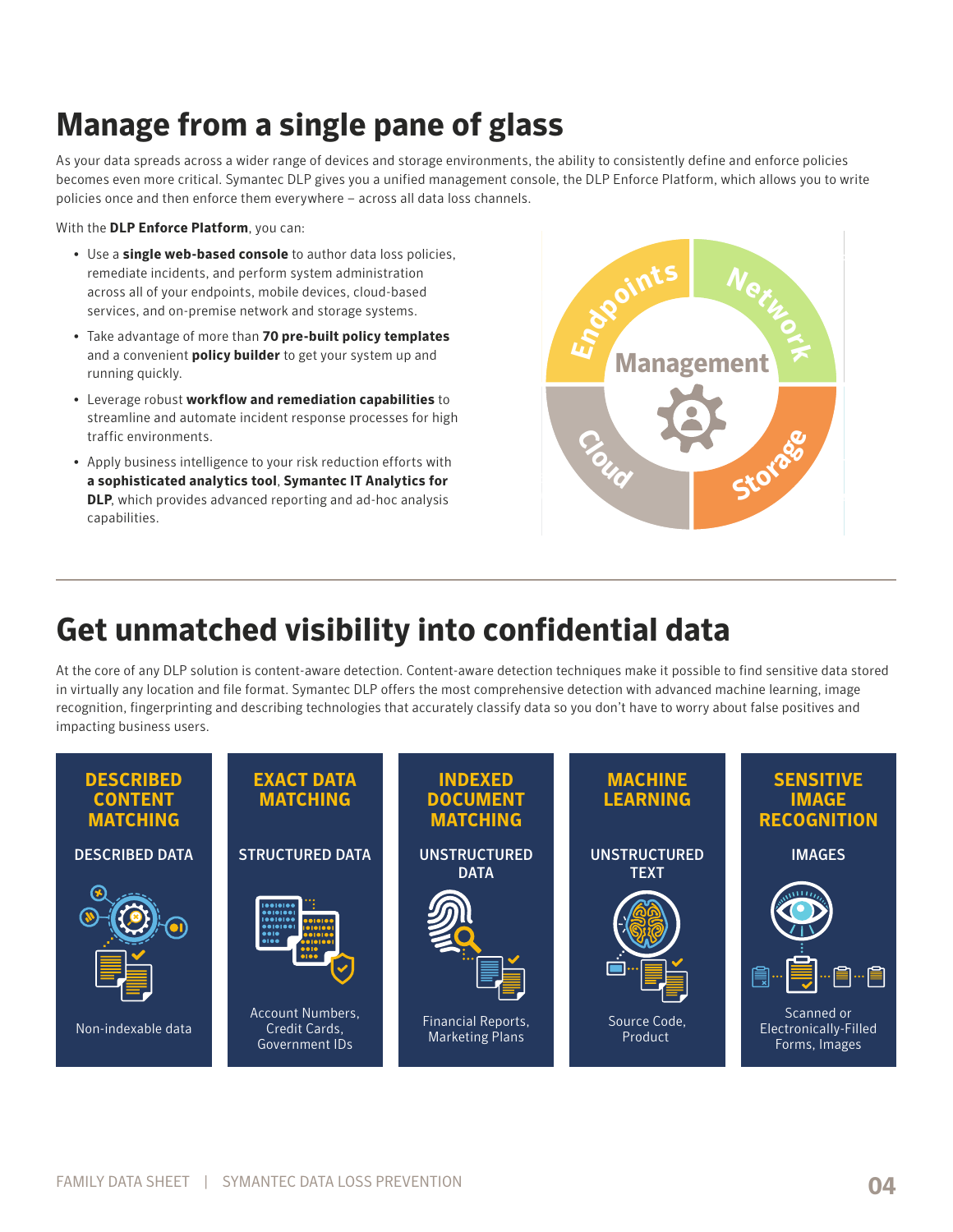# Manage from a single pane of glass

As your data spreads across a wider range of devices and storage environments, the ability to consistently define and enforce policies becomes even more critical. Symantec DLP gives you a unified management console, the DLP Enforce Platform, which allows you to write policies once and then enforce them everywhere – across all data loss channels.

With the **DLP Enforce Platform**, you can:

- Use a **single web-based console** to author data loss policies, remediate incidents, and perform system administration across all of your endpoints, mobile devices, cloud-based services, and on-premise network and storage systems.
- Take advantage of more than **70 pre-built policy templates** and a convenient **policy builder** to get your system up and running quickly.
- Leverage robust **workflow and remediation capabilities** to streamline and automate incident response processes for high traffic environments.
- Apply business intelligence to your risk reduction efforts with **a sophisticated analytics tool**, **Symantec IT Analytics for DLP**, which provides advanced reporting and ad-hoc analysis capabilities.

Endpoints | Network | Management | Cloud | Storage

# Get unmatched visibility into confidential data

At the core of any DLP solution is content-aware detection. Content-aware detection techniques make it possible to find sensitive data stored in virtually any location and file format. Symantec DLP offers the most comprehensive detection with advanced machine learning, image recognition, fingerprinting and describing technologies that accurately classify data so you don't have to worry about false positives and impacting business users.

| DESCRIBED CONTENT MATCHING | EXACT DATA MATCHING | INDEXED DOCUMENT MATCHING | MACHINE LEARNING | SENSITIVE IMAGE RECOGNITION |
|---|---|---|---|---|
| DESCRIBED DATA | STRUCTURED DATA | UNSTRUCTURED DATA | UNSTRUCTURED TEXT | IMAGES |
| Non-indexable data | Account Numbers, Credit Cards, Government IDs | Financial Reports, Marketing Plans | Source Code, Product | Scanned or Electronically-Filled Forms, Images |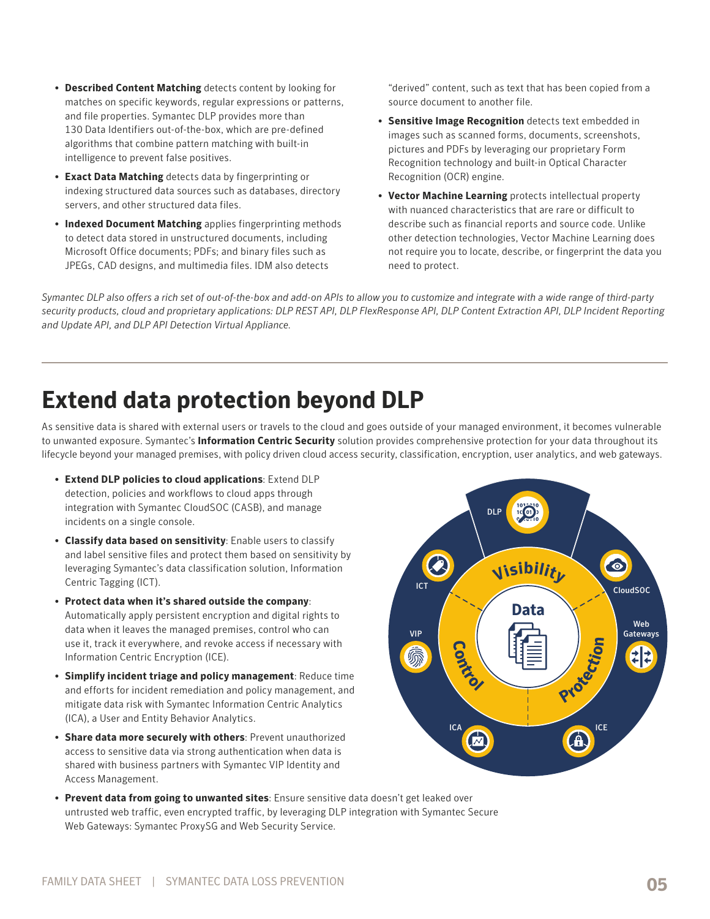- **Described Content Matching** detects content by looking for matches on specific keywords, regular expressions or patterns, and file properties. Symantec DLP provides more than 130 Data Identifiers out-of-the-box, which are pre-defined algorithms that combine pattern matching with built-in intelligence to prevent false positives.
- **Exact Data Matching** detects data by fingerprinting or indexing structured data sources such as databases, directory servers, and other structured data files.
- **Indexed Document Matching** applies fingerprinting methods to detect data stored in unstructured documents, including Microsoft Office documents; PDFs; and binary files such as JPEGs, CAD designs, and multimedia files. IDM also detects "derived" content, such as text that has been copied from a source document to another file.
- **Sensitive Image Recognition** detects text embedded in images such as scanned forms, documents, screenshots, pictures and PDFs by leveraging our proprietary Form Recognition technology and built-in Optical Character Recognition (OCR) engine.
- **Vector Machine Learning** protects intellectual property with nuanced characteristics that are rare or difficult to describe such as financial reports and source code. Unlike other detection technologies, Vector Machine Learning does not require you to locate, describe, or fingerprint the data you need to protect.

*Symantec DLP also offers a rich set of out-of-the-box and add-on APIs to allow you to customize and integrate with a wide range of third-party security products, cloud and proprietary applications: DLP REST API, DLP FlexResponse API, DLP Content Extraction API, DLP Incident Reporting and Update API, and DLP API Detection Virtual Appliance.*

# Extend data protection beyond DLP

As sensitive data is shared with external users or travels to the cloud and goes outside of your managed environment, it becomes vulnerable to unwanted exposure. Symantec's **Information Centric Security** solution provides comprehensive protection for your data throughout its lifecycle beyond your managed premises, with policy driven cloud access security, classification, encryption, user analytics, and web gateways.

- **Extend DLP policies to cloud applications**: Extend DLP detection, policies and workflows to cloud apps through integration with Symantec CloudSOC (CASB), and manage incidents on a single console.
- **Classify data based on sensitivity**: Enable users to classify and label sensitive files and protect them based on sensitivity by leveraging Symantec's data classification solution, Information Centric Tagging (ICT).
- **Protect data when it's shared outside the company**: Automatically apply persistent encryption and digital rights to data when it leaves the managed premises, control who can use it, track it everywhere, and revoke access if necessary with Information Centric Encryption (ICE).
- **Simplify incident triage and policy management**: Reduce time and efforts for incident remediation and policy management, and mitigate data risk with Symantec Information Centric Analytics (ICA), a User and Entity Behavior Analytics.
- **Share data more securely with others**: Prevent unauthorized access to sensitive data via strong authentication when data is shared with business partners with Symantec VIP Identity and Access Management.
- **Prevent data from going to unwanted sites**: Ensure sensitive data doesn't get leaked over untrusted web traffic, even encrypted traffic, by leveraging DLP integration with Symantec Secure Web Gateways: Symantec ProxySG and Web Security Service.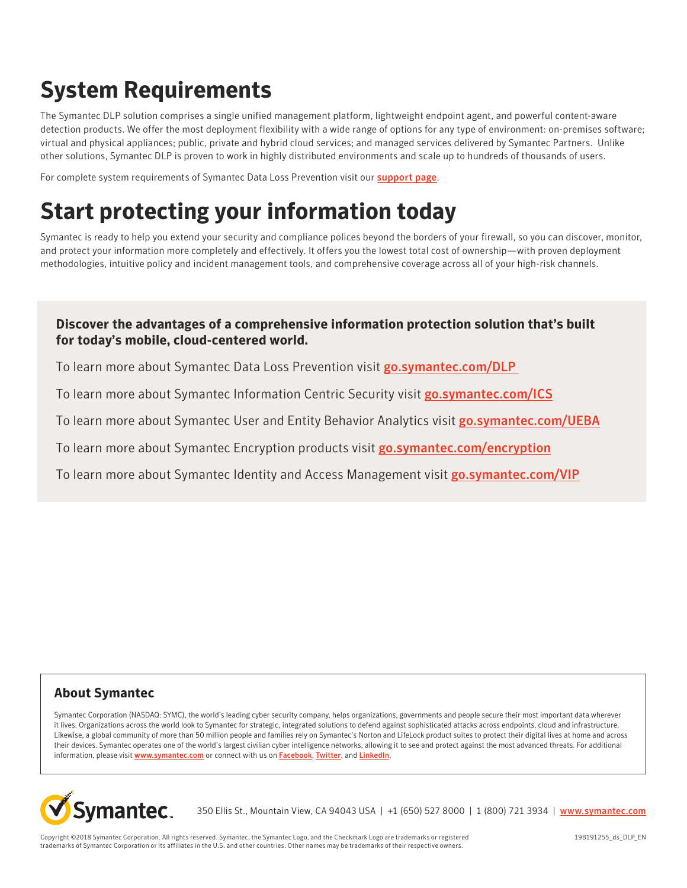# System Requirements

The Symantec DLP solution comprises a single unified management platform, lightweight endpoint agent, and powerful content-aware detection products. We offer the most deployment flexibility with a wide range of options for any type of environment: on-premises software; virtual and physical appliances; public, private and hybrid cloud services; and managed services delivered by Symantec Partners. Unlike other solutions, Symantec DLP is proven to work in highly distributed environments and scale up to hundreds of thousands of users.

For complete system requirements of Symantec Data Loss Prevention visit our **support page**.

# Start protecting your information today

Symantec is ready to help you extend your security and compliance polices beyond the borders of your firewall, so you can discover, monitor, and protect your information more completely and effectively. It offers you the lowest total cost of ownership—with proven deployment methodologies, intuitive policy and incident management tools, and comprehensive coverage across all of your high-risk channels.

**Discover the advantages of a comprehensive information protection solution that's built for today's mobile, cloud-centered world.**

To learn more about Symantec Data Loss Prevention visit **go.symantec.com/DLP**

To learn more about Symantec Information Centric Security visit **go.symantec.com/ICS**

To learn more about Symantec User and Entity Behavior Analytics visit **go.symantec.com/UEBA**

To learn more about Symantec Encryption products visit **go.symantec.com/encryption**

To learn more about Symantec Identity and Access Management visit **go.symantec.com/VIP**

## About Symantec

Symantec Corporation (NASDAQ: SYMC), the world's leading cyber security company, helps organizations, governments and people secure their most important data wherever it lives. Organizations across the world look to Symantec for strategic, integrated solutions to defend against sophisticated attacks across endpoints, cloud and infrastructure. Likewise, a global community of more than 50 million people and families rely on Symantec's Norton and LifeLock product suites to protect their digital lives at home and across their devices. Symantec operates one of the world's largest civilian cyber intelligence networks, allowing it to see and protect against the most advanced threats. For additional information, please visit **www.symantec.com** or connect with us on **Facebook**, **Twitter**, and **LinkedIn**.

Symantec.

350 Ellis St., Mountain View, CA 94043 USA | +1 (650) 527 8000 | 1 (800) 721 3934 | **www.symantec.com**

Copyright ©2018 Symantec Corporation. All rights reserved. Symantec, the Symantec Logo, and the Checkmark Logo are trademarks or registered trademarks of Symantec Corporation or its affiliates in the U.S. and other countries. Other names may be trademarks of their respective owners.

19B191255_ds_DLP_EN